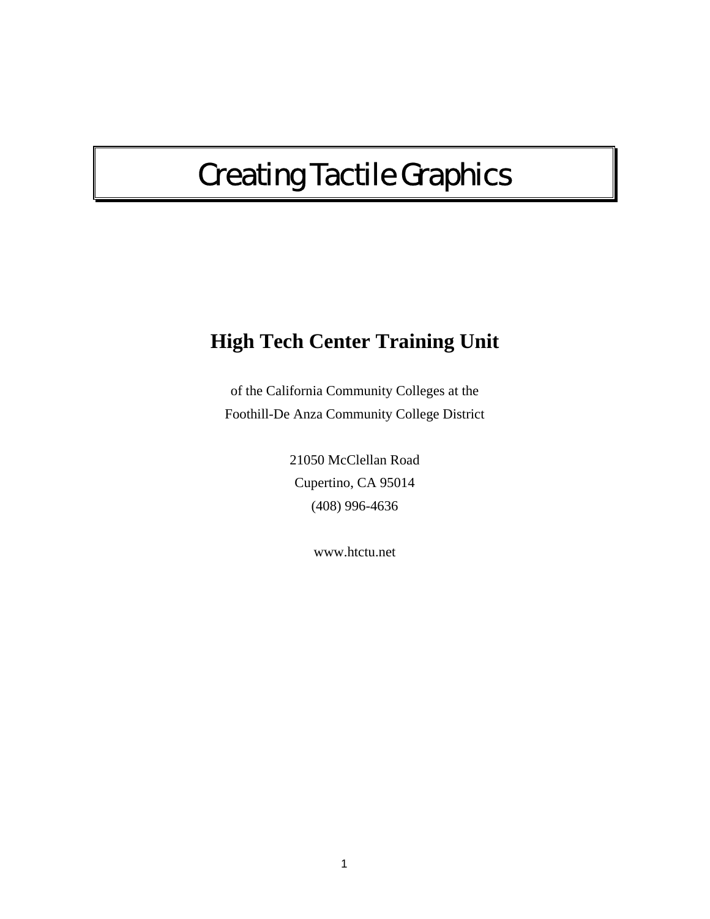# Creating Tactile Graphics

## High Tech Center Training Unit

of the California Community Colleges at the
Foothill-De Anza Community College District

21050 McClellan Road
Cupertino, CA 95014
(408) 996-4636

www.htctu.net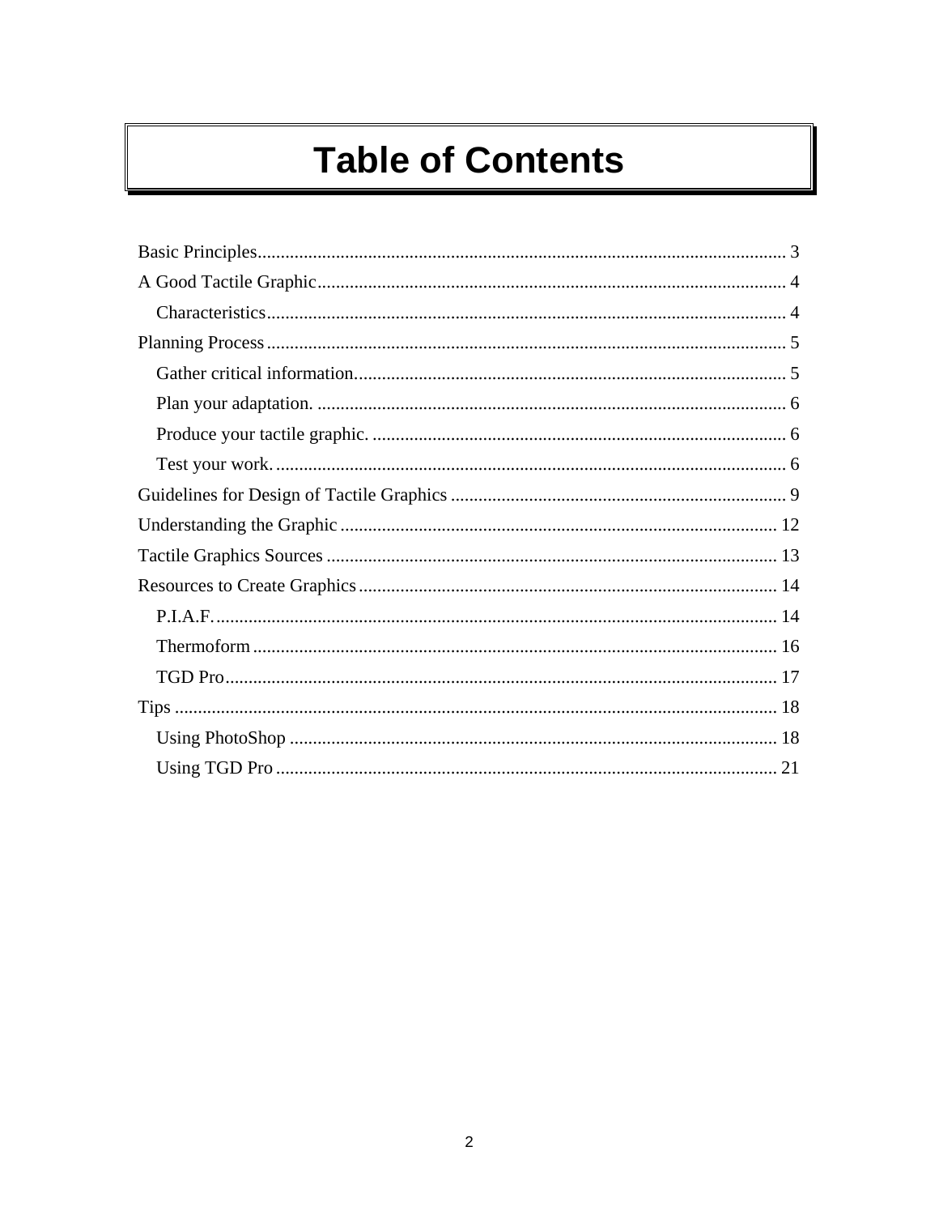# Table of Contents

Basic Principles .................................................................................................................. 3

A Good Tactile Graphic ..................................................................................................... 4

- Characteristics ................................................................................................................ 4

Planning Process ................................................................................................................ 5

- Gather critical information. ............................................................................................ 5
- Plan your adaptation. ..................................................................................................... 6
- Produce your tactile graphic. ......................................................................................... 6
- Test your work. .............................................................................................................. 6

Guidelines for Design of Tactile Graphics ......................................................................... 9

Understanding the Graphic ............................................................................................... 12

Tactile Graphics Sources .................................................................................................. 13

Resources to Create Graphics ........................................................................................... 14

- P.I.A.F. .......................................................................................................................... 14
- Thermoform .................................................................................................................. 16
- TGD Pro ........................................................................................................................ 17

Tips ................................................................................................................................... 18

- Using PhotoShop .......................................................................................................... 18
- Using TGD Pro ............................................................................................................. 21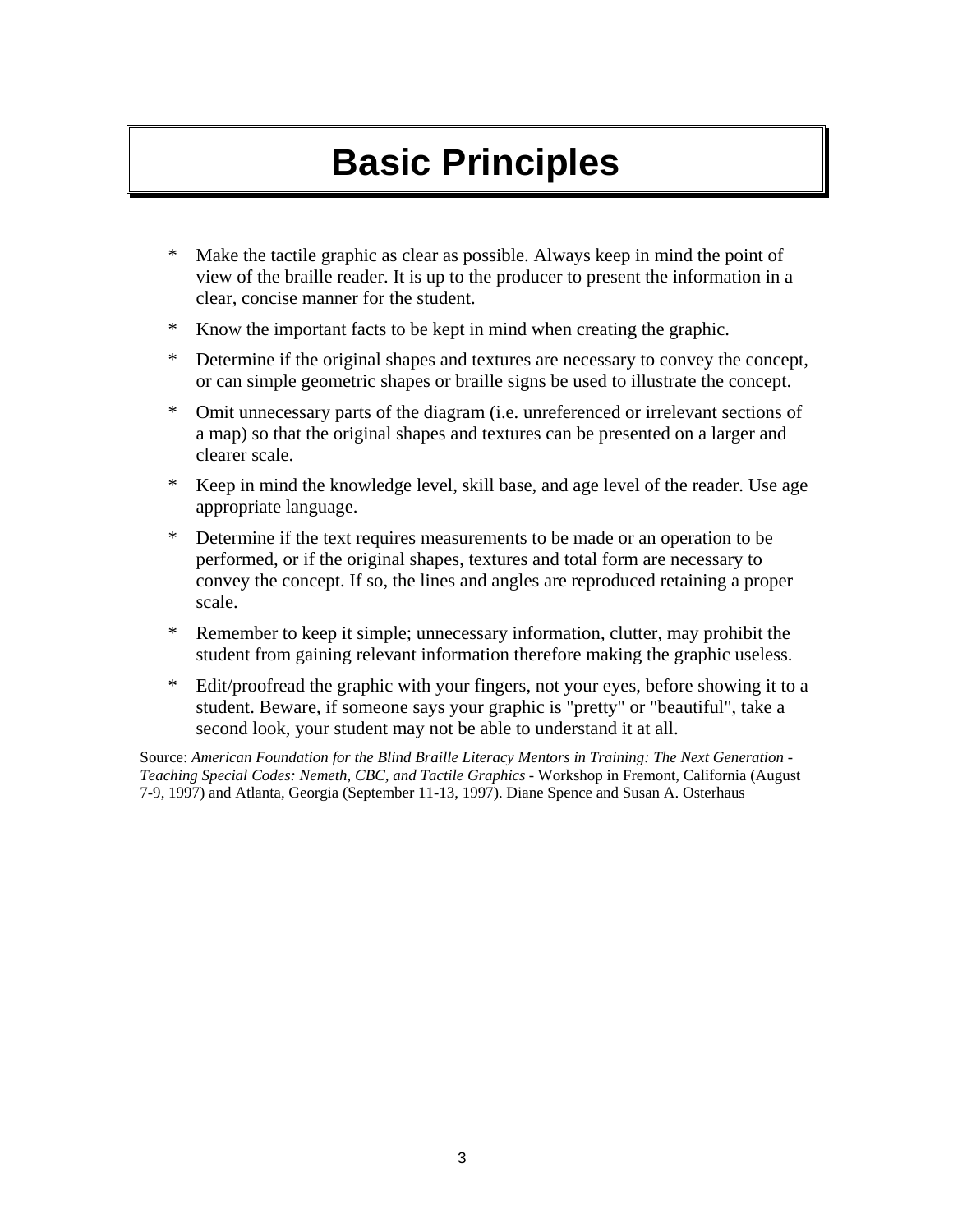# Basic Principles

* Make the tactile graphic as clear as possible. Always keep in mind the point of view of the braille reader. It is up to the producer to present the information in a clear, concise manner for the student.
* Know the important facts to be kept in mind when creating the graphic.
* Determine if the original shapes and textures are necessary to convey the concept, or can simple geometric shapes or braille signs be used to illustrate the concept.
* Omit unnecessary parts of the diagram (i.e. unreferenced or irrelevant sections of a map) so that the original shapes and textures can be presented on a larger and clearer scale.
* Keep in mind the knowledge level, skill base, and age level of the reader. Use age appropriate language.
* Determine if the text requires measurements to be made or an operation to be performed, or if the original shapes, textures and total form are necessary to convey the concept. If so, the lines and angles are reproduced retaining a proper scale.
* Remember to keep it simple; unnecessary information, clutter, may prohibit the student from gaining relevant information therefore making the graphic useless.
* Edit/proofread the graphic with your fingers, not your eyes, before showing it to a student. Beware, if someone says your graphic is "pretty" or "beautiful", take a second look, your student may not be able to understand it at all.

Source: *American Foundation for the Blind Braille Literacy Mentors in Training: The Next Generation - Teaching Special Codes: Nemeth, CBC, and Tactile Graphics* - Workshop in Fremont, California (August 7-9, 1997) and Atlanta, Georgia (September 11-13, 1997). Diane Spence and Susan A. Osterhaus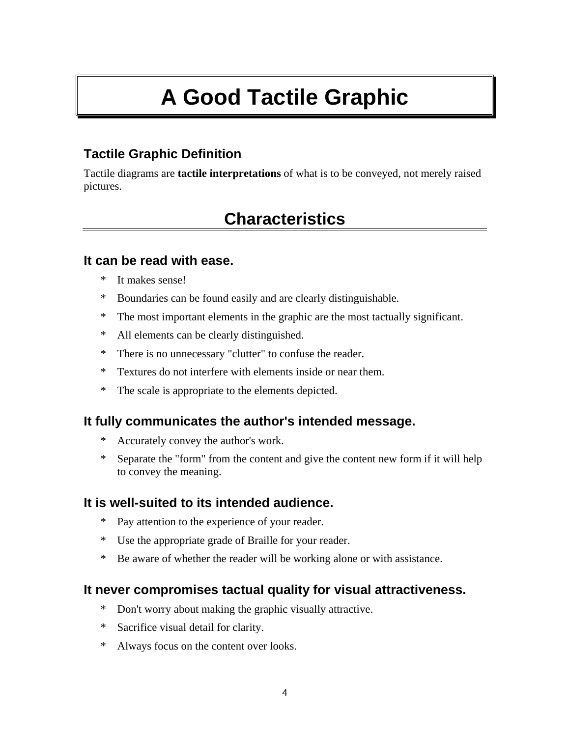# A Good Tactile Graphic

### Tactile Graphic Definition

Tactile diagrams are **tactile interpretations** of what is to be conveyed, not merely raised pictures.

## Characteristics

### It can be read with ease.

* It makes sense!
* Boundaries can be found easily and are clearly distinguishable.
* The most important elements in the graphic are the most tactually significant.
* All elements can be clearly distinguished.
* There is no unnecessary "clutter" to confuse the reader.
* Textures do not interfere with elements inside or near them.
* The scale is appropriate to the elements depicted.

### It fully communicates the author's intended message.

* Accurately convey the author's work.
* Separate the "form" from the content and give the content new form if it will help to convey the meaning.

### It is well-suited to its intended audience.

* Pay attention to the experience of your reader.
* Use the appropriate grade of Braille for your reader.
* Be aware of whether the reader will be working alone or with assistance.

### It never compromises tactual quality for visual attractiveness.

* Don't worry about making the graphic visually attractive.
* Sacrifice visual detail for clarity.
* Always focus on the content over looks.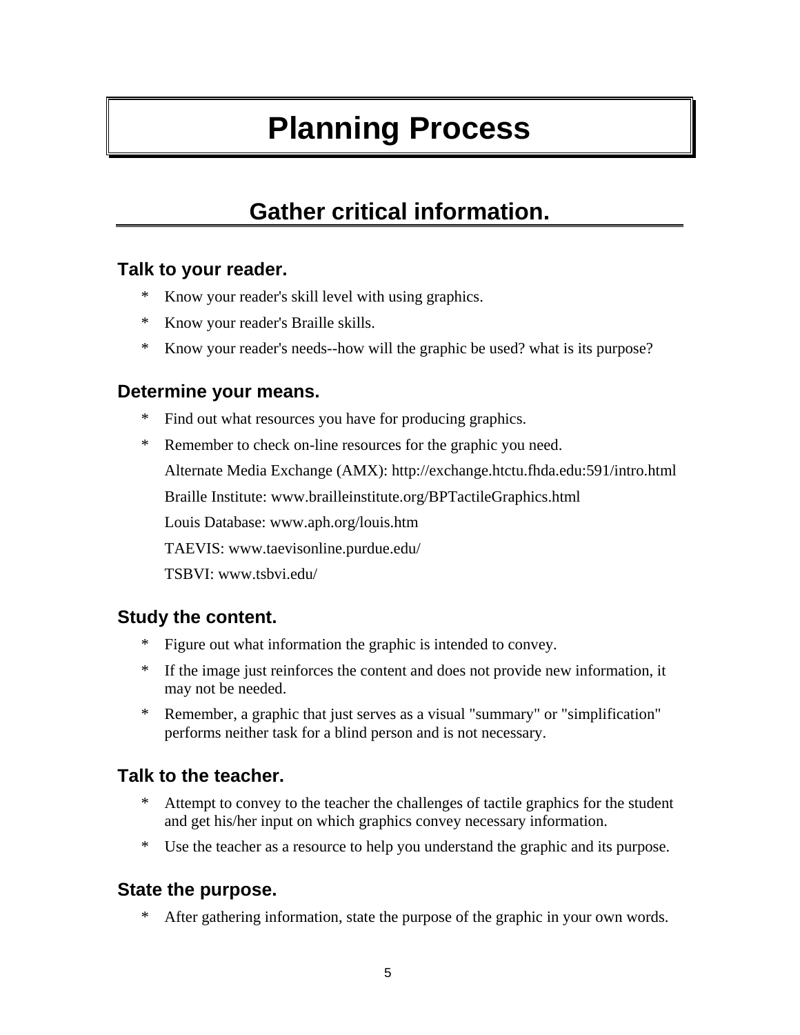# Planning Process

## Gather critical information.

### Talk to your reader.

* Know your reader's skill level with using graphics.
* Know your reader's Braille skills.
* Know your reader's needs--how will the graphic be used? what is its purpose?

### Determine your means.

* Find out what resources you have for producing graphics.
* Remember to check on-line resources for the graphic you need.

  Alternate Media Exchange (AMX): http://exchange.htctu.fhda.edu:591/intro.html

  Braille Institute: www.brailleinstitute.org/BPTactileGraphics.html

  Louis Database: www.aph.org/louis.htm

  TAEVIS: www.taevisonline.purdue.edu/

  TSBVI: www.tsbvi.edu/

### Study the content.

* Figure out what information the graphic is intended to convey.
* If the image just reinforces the content and does not provide new information, it may not be needed.
* Remember, a graphic that just serves as a visual "summary" or "simplification" performs neither task for a blind person and is not necessary.

### Talk to the teacher.

* Attempt to convey to the teacher the challenges of tactile graphics for the student and get his/her input on which graphics convey necessary information.
* Use the teacher as a resource to help you understand the graphic and its purpose.

### State the purpose.

* After gathering information, state the purpose of the graphic in your own words.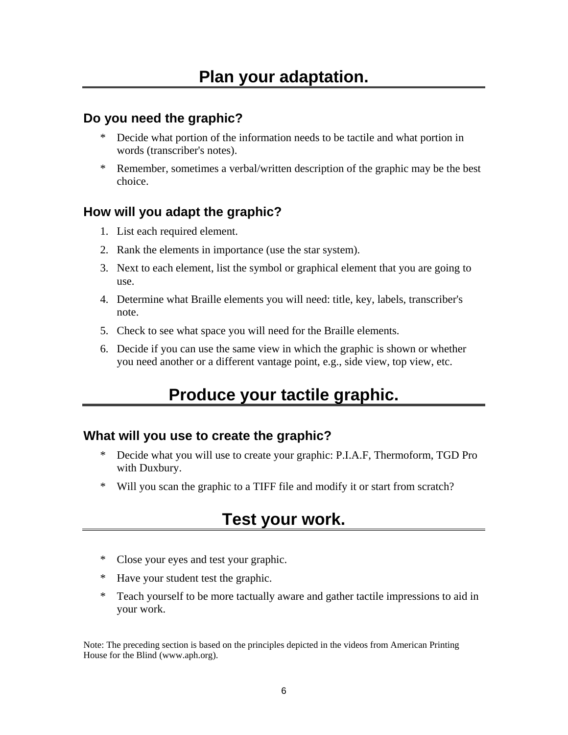# Plan your adaptation.

## Do you need the graphic?

* Decide what portion of the information needs to be tactile and what portion in words (transcriber's notes).
* Remember, sometimes a verbal/written description of the graphic may be the best choice.

## How will you adapt the graphic?

1. List each required element.
2. Rank the elements in importance (use the star system).
3. Next to each element, list the symbol or graphical element that you are going to use.
4. Determine what Braille elements you will need: title, key, labels, transcriber's note.
5. Check to see what space you will need for the Braille elements.
6. Decide if you can use the same view in which the graphic is shown or whether you need another or a different vantage point, e.g., side view, top view, etc.

# Produce your tactile graphic.

## What will you use to create the graphic?

* Decide what you will use to create your graphic: P.I.A.F, Thermoform, TGD Pro with Duxbury.
* Will you scan the graphic to a TIFF file and modify it or start from scratch?

# Test your work.

* Close your eyes and test your graphic.
* Have your student test the graphic.
* Teach yourself to be more tactually aware and gather tactile impressions to aid in your work.

Note: The preceding section is based on the principles depicted in the videos from American Printing House for the Blind (www.aph.org).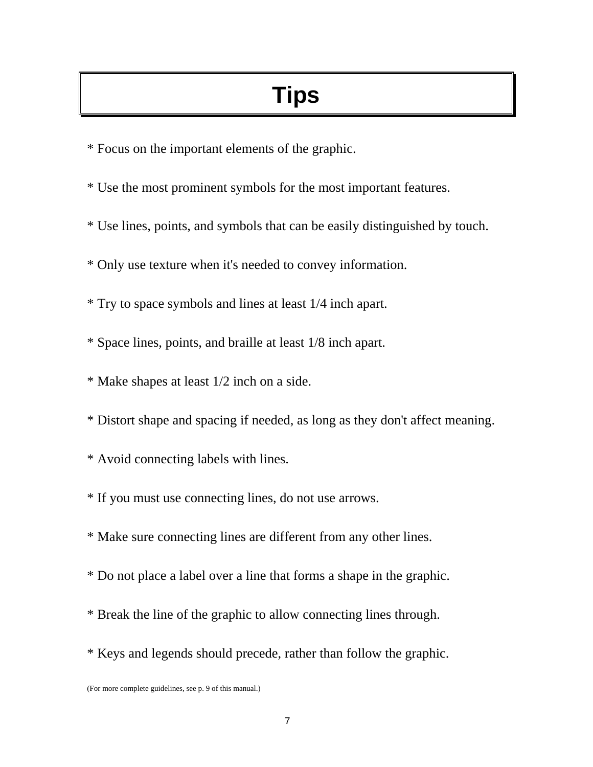# Tips

* Focus on the important elements of the graphic.

* Use the most prominent symbols for the most important features.

* Use lines, points, and symbols that can be easily distinguished by touch.

* Only use texture when it's needed to convey information.

* Try to space symbols and lines at least 1/4 inch apart.

* Space lines, points, and braille at least 1/8 inch apart.

* Make shapes at least 1/2 inch on a side.

* Distort shape and spacing if needed, as long as they don't affect meaning.

* Avoid connecting labels with lines.

* If you must use connecting lines, do not use arrows.

* Make sure connecting lines are different from any other lines.

* Do not place a label over a line that forms a shape in the graphic.

* Break the line of the graphic to allow connecting lines through.

* Keys and legends should precede, rather than follow the graphic.

(For more complete guidelines, see p. 9 of this manual.)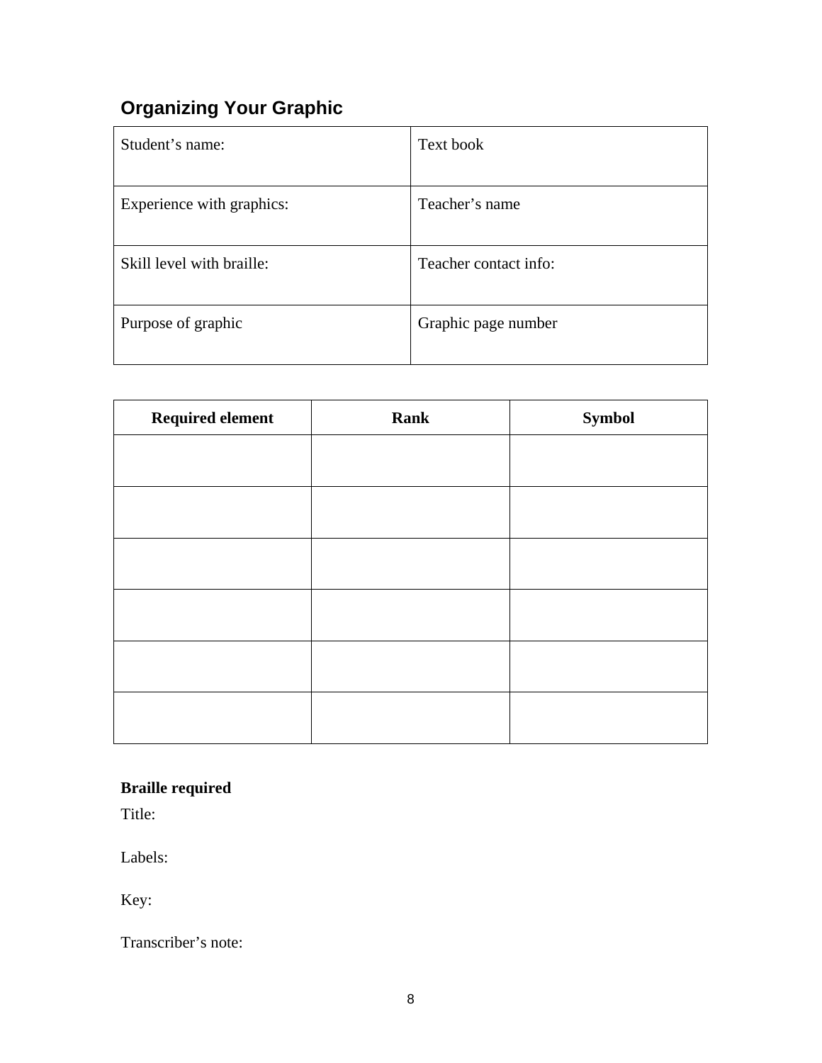## Organizing Your Graphic

| Student’s name: | Text book |
|---|---|
| Experience with graphics: | Teacher’s name |
| Skill level with braille: | Teacher contact info: |
| Purpose of graphic | Graphic page number |

| Required element | Rank | Symbol |
|---|---|---|
| | | |
| | | |
| | | |
| | | |
| | | |
| | | |

**Braille required**

Title:

Labels:

Key:

Transcriber’s note: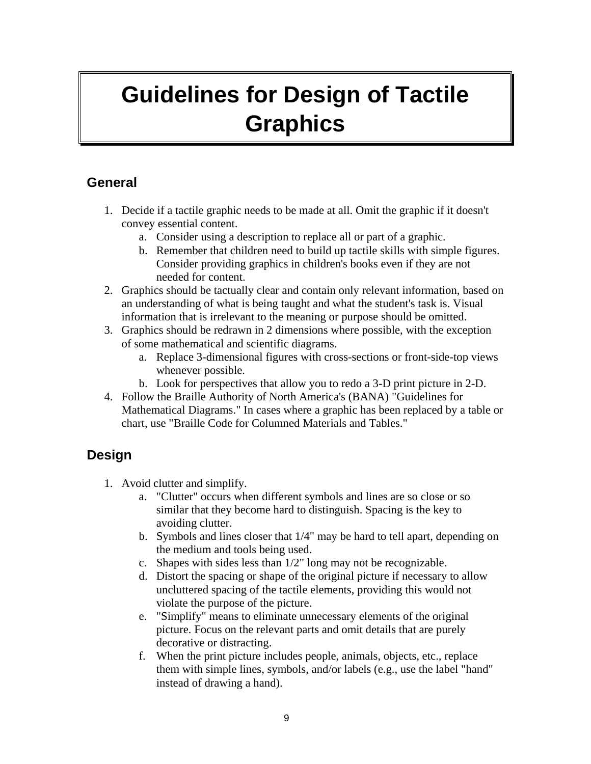# Guidelines for Design of Tactile Graphics

## General

1. Decide if a tactile graphic needs to be made at all. Omit the graphic if it doesn't convey essential content.
    a. Consider using a description to replace all or part of a graphic.
    b. Remember that children need to build up tactile skills with simple figures. Consider providing graphics in children's books even if they are not needed for content.
2. Graphics should be tactually clear and contain only relevant information, based on an understanding of what is being taught and what the student's task is. Visual information that is irrelevant to the meaning or purpose should be omitted.
3. Graphics should be redrawn in 2 dimensions where possible, with the exception of some mathematical and scientific diagrams.
    a. Replace 3-dimensional figures with cross-sections or front-side-top views whenever possible.
    b. Look for perspectives that allow you to redo a 3-D print picture in 2-D.
4. Follow the Braille Authority of North America's (BANA) "Guidelines for Mathematical Diagrams." In cases where a graphic has been replaced by a table or chart, use "Braille Code for Columned Materials and Tables."

## Design

1. Avoid clutter and simplify.
    a. "Clutter" occurs when different symbols and lines are so close or so similar that they become hard to distinguish. Spacing is the key to avoiding clutter.
    b. Symbols and lines closer that 1/4" may be hard to tell apart, depending on the medium and tools being used.
    c. Shapes with sides less than 1/2" long may not be recognizable.
    d. Distort the spacing or shape of the original picture if necessary to allow uncluttered spacing of the tactile elements, providing this would not violate the purpose of the picture.
    e. "Simplify" means to eliminate unnecessary elements of the original picture. Focus on the relevant parts and omit details that are purely decorative or distracting.
    f. When the print picture includes people, animals, objects, etc., replace them with simple lines, symbols, and/or labels (e.g., use the label "hand" instead of drawing a hand).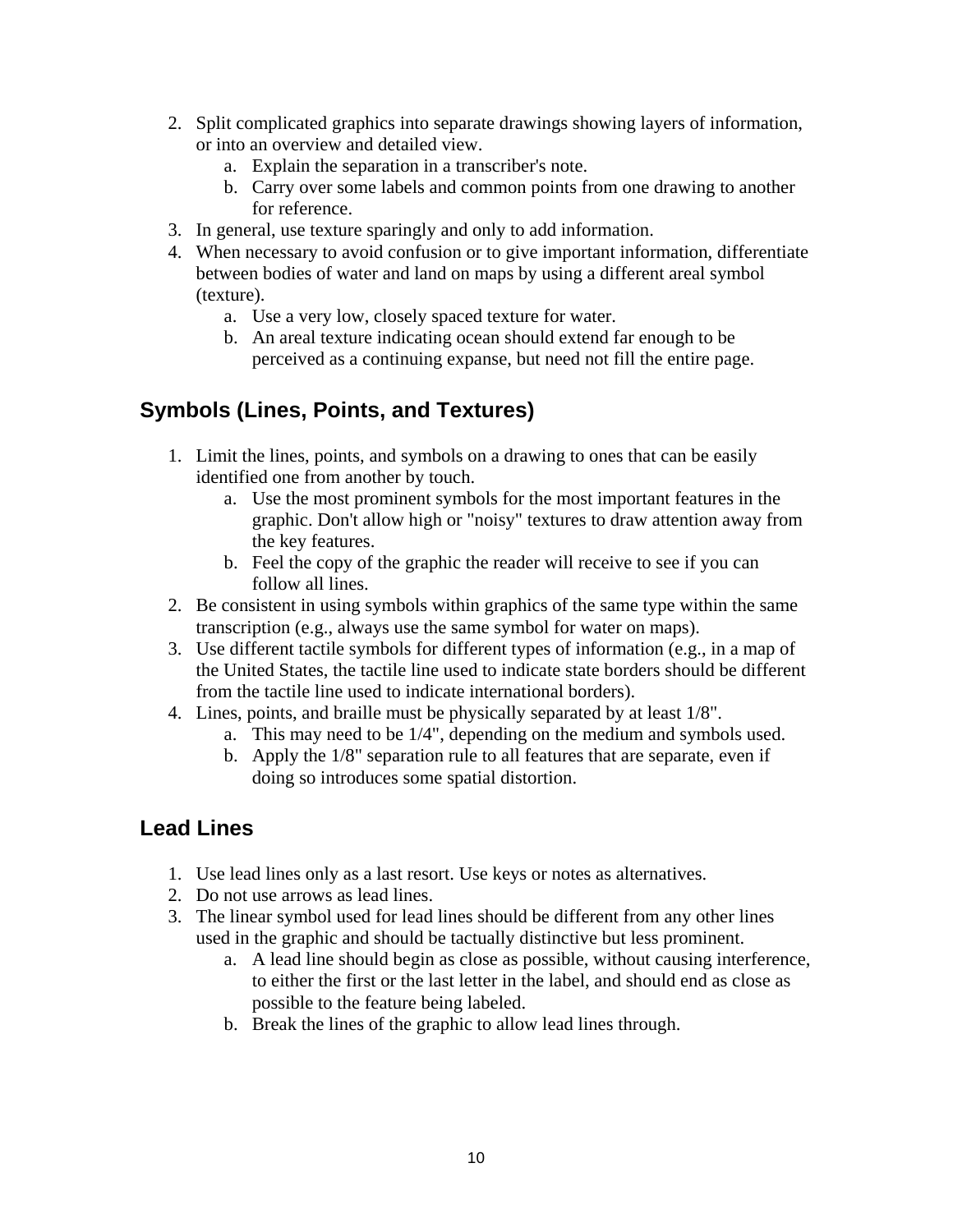2. Split complicated graphics into separate drawings showing layers of information, or into an overview and detailed view.
    a. Explain the separation in a transcriber's note.
    b. Carry over some labels and common points from one drawing to another for reference.
3. In general, use texture sparingly and only to add information.
4. When necessary to avoid confusion or to give important information, differentiate between bodies of water and land on maps by using a different areal symbol (texture).
    a. Use a very low, closely spaced texture for water.
    b. An areal texture indicating ocean should extend far enough to be perceived as a continuing expanse, but need not fill the entire page.

## Symbols (Lines, Points, and Textures)

1. Limit the lines, points, and symbols on a drawing to ones that can be easily identified one from another by touch.
    a. Use the most prominent symbols for the most important features in the graphic. Don't allow high or "noisy" textures to draw attention away from the key features.
    b. Feel the copy of the graphic the reader will receive to see if you can follow all lines.
2. Be consistent in using symbols within graphics of the same type within the same transcription (e.g., always use the same symbol for water on maps).
3. Use different tactile symbols for different types of information (e.g., in a map of the United States, the tactile line used to indicate state borders should be different from the tactile line used to indicate international borders).
4. Lines, points, and braille must be physically separated by at least 1/8".
    a. This may need to be 1/4", depending on the medium and symbols used.
    b. Apply the 1/8" separation rule to all features that are separate, even if doing so introduces some spatial distortion.

## Lead Lines

1. Use lead lines only as a last resort. Use keys or notes as alternatives.
2. Do not use arrows as lead lines.
3. The linear symbol used for lead lines should be different from any other lines used in the graphic and should be tactually distinctive but less prominent.
    a. A lead line should begin as close as possible, without causing interference, to either the first or the last letter in the label, and should end as close as possible to the feature being labeled.
    b. Break the lines of the graphic to allow lead lines through.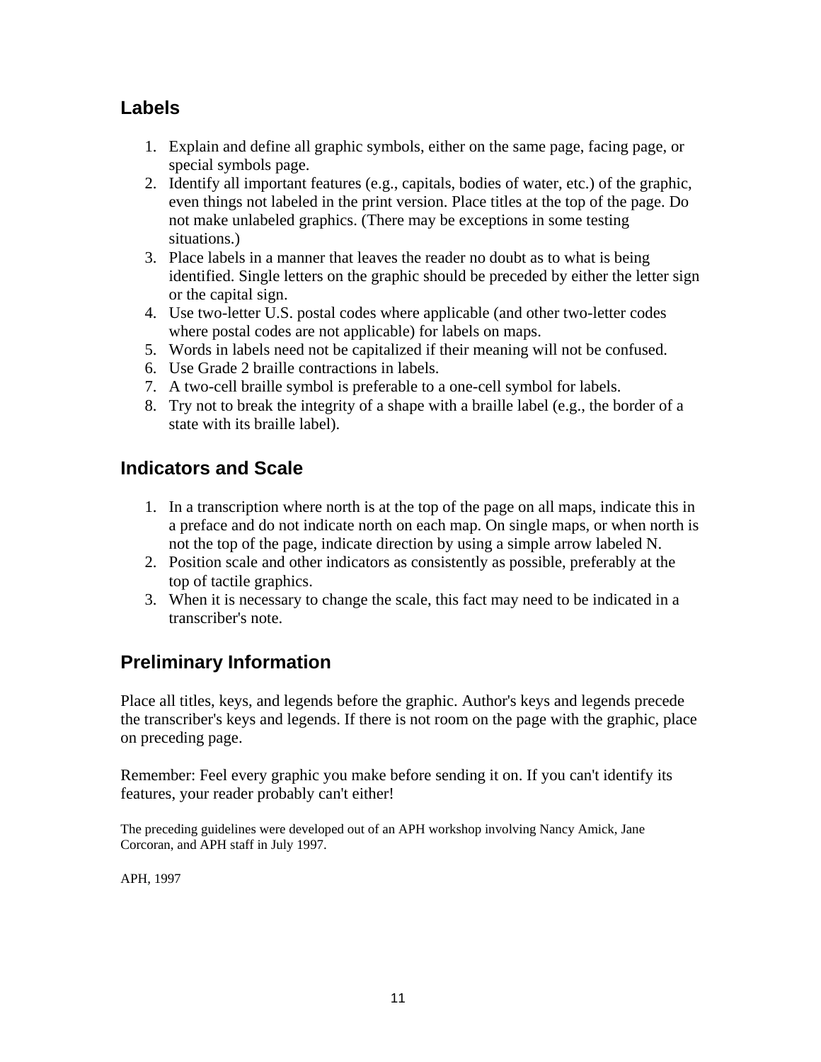## Labels

1. Explain and define all graphic symbols, either on the same page, facing page, or special symbols page.
2. Identify all important features (e.g., capitals, bodies of water, etc.) of the graphic, even things not labeled in the print version. Place titles at the top of the page. Do not make unlabeled graphics. (There may be exceptions in some testing situations.)
3. Place labels in a manner that leaves the reader no doubt as to what is being identified. Single letters on the graphic should be preceded by either the letter sign or the capital sign.
4. Use two-letter U.S. postal codes where applicable (and other two-letter codes where postal codes are not applicable) for labels on maps.
5. Words in labels need not be capitalized if their meaning will not be confused.
6. Use Grade 2 braille contractions in labels.
7. A two-cell braille symbol is preferable to a one-cell symbol for labels.
8. Try not to break the integrity of a shape with a braille label (e.g., the border of a state with its braille label).

## Indicators and Scale

1. In a transcription where north is at the top of the page on all maps, indicate this in a preface and do not indicate north on each map. On single maps, or when north is not the top of the page, indicate direction by using a simple arrow labeled N.
2. Position scale and other indicators as consistently as possible, preferably at the top of tactile graphics.
3. When it is necessary to change the scale, this fact may need to be indicated in a transcriber's note.

## Preliminary Information

Place all titles, keys, and legends before the graphic. Author's keys and legends precede the transcriber's keys and legends. If there is not room on the page with the graphic, place on preceding page.

Remember: Feel every graphic you make before sending it on. If you can't identify its features, your reader probably can't either!

The preceding guidelines were developed out of an APH workshop involving Nancy Amick, Jane Corcoran, and APH staff in July 1997.

APH, 1997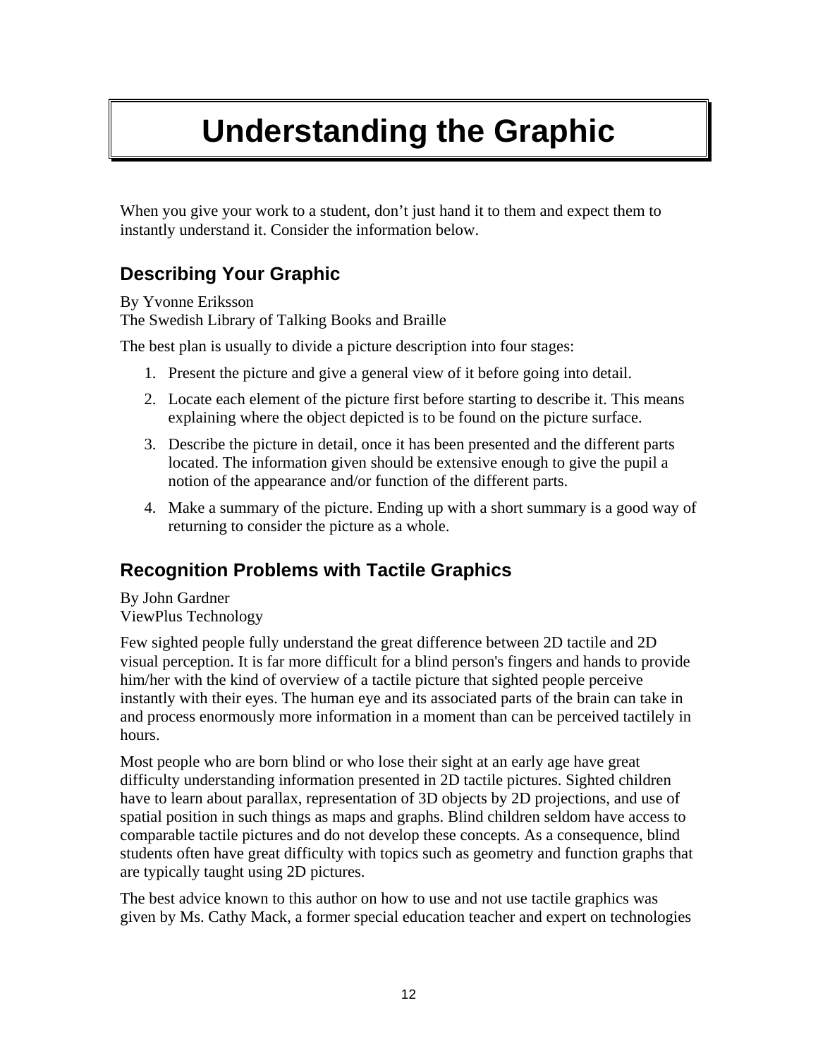# Understanding the Graphic

When you give your work to a student, don't just hand it to them and expect them to instantly understand it. Consider the information below.

## Describing Your Graphic

By Yvonne Eriksson
The Swedish Library of Talking Books and Braille

The best plan is usually to divide a picture description into four stages:

1. Present the picture and give a general view of it before going into detail.
2. Locate each element of the picture first before starting to describe it. This means explaining where the object depicted is to be found on the picture surface.
3. Describe the picture in detail, once it has been presented and the different parts located. The information given should be extensive enough to give the pupil a notion of the appearance and/or function of the different parts.
4. Make a summary of the picture. Ending up with a short summary is a good way of returning to consider the picture as a whole.

## Recognition Problems with Tactile Graphics

By John Gardner
ViewPlus Technology

Few sighted people fully understand the great difference between 2D tactile and 2D visual perception. It is far more difficult for a blind person's fingers and hands to provide him/her with the kind of overview of a tactile picture that sighted people perceive instantly with their eyes. The human eye and its associated parts of the brain can take in and process enormously more information in a moment than can be perceived tactilely in hours.

Most people who are born blind or who lose their sight at an early age have great difficulty understanding information presented in 2D tactile pictures. Sighted children have to learn about parallax, representation of 3D objects by 2D projections, and use of spatial position in such things as maps and graphs. Blind children seldom have access to comparable tactile pictures and do not develop these concepts. As a consequence, blind students often have great difficulty with topics such as geometry and function graphs that are typically taught using 2D pictures.

The best advice known to this author on how to use and not use tactile graphics was given by Ms. Cathy Mack, a former special education teacher and expert on technologies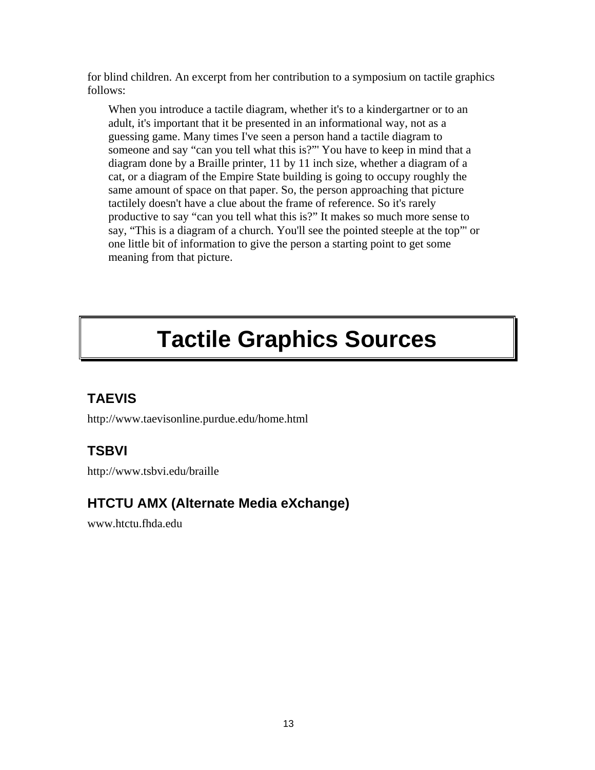for blind children. An excerpt from her contribution to a symposium on tactile graphics follows:

> When you introduce a tactile diagram, whether it's to a kindergartner or to an adult, it's important that it be presented in an informational way, not as a guessing game. Many times I've seen a person hand a tactile diagram to someone and say "can you tell what this is?"' You have to keep in mind that a diagram done by a Braille printer, 11 by 11 inch size, whether a diagram of a cat, or a diagram of the Empire State building is going to occupy roughly the same amount of space on that paper. So, the person approaching that picture tactilely doesn't have a clue about the frame of reference. So it's rarely productive to say "can you tell what this is?" It makes so much more sense to say, "This is a diagram of a church. You'll see the pointed steeple at the top"' or one little bit of information to give the person a starting point to get some meaning from that picture.

# Tactile Graphics Sources

## TAEVIS

http://www.taevisonline.purdue.edu/home.html

## TSBVI

http://www.tsbvi.edu/braille

## HTCTU AMX (Alternate Media eXchange)

www.htctu.fhda.edu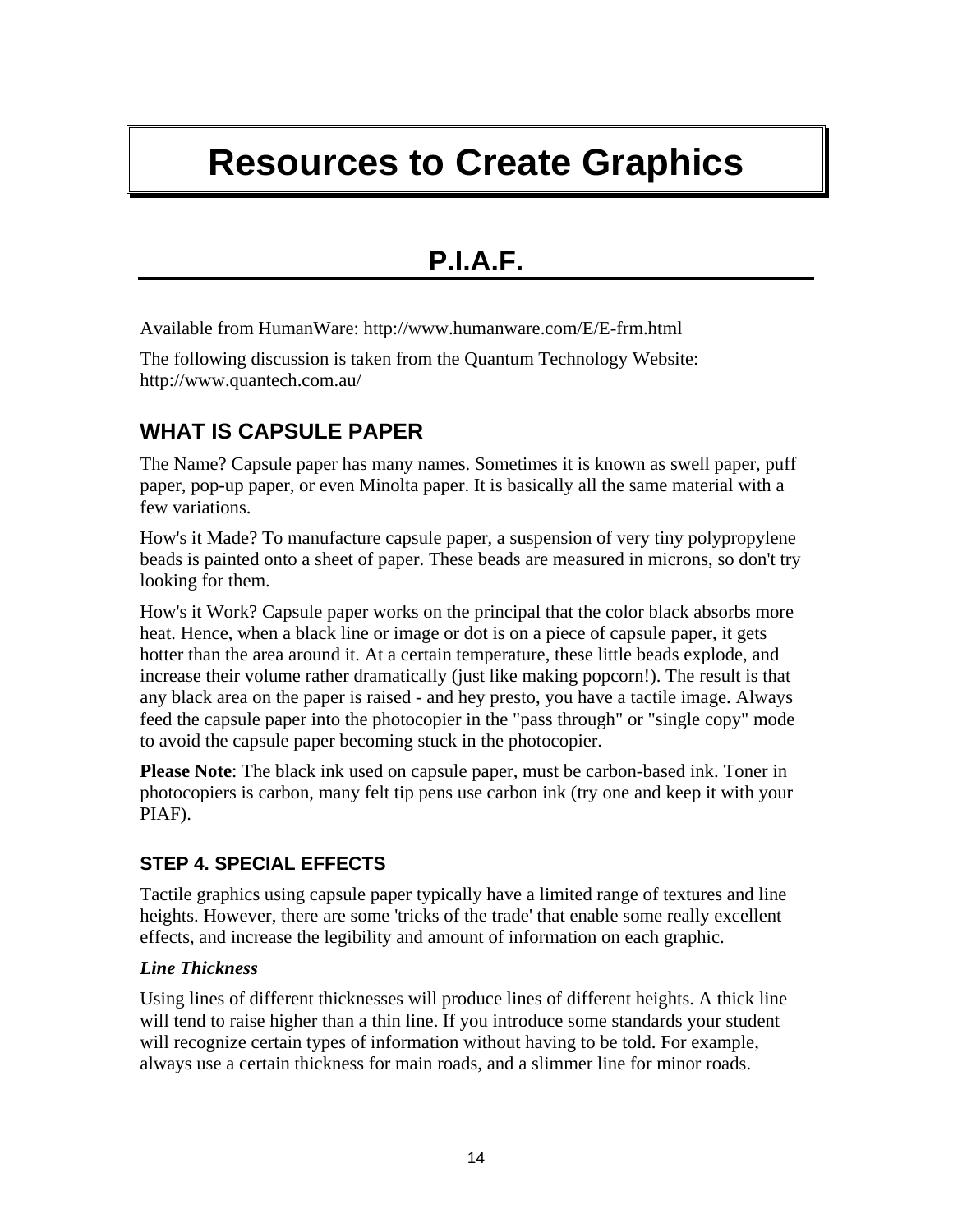# Resources to Create Graphics

## P.I.A.F.

Available from HumanWare: http://www.humanware.com/E/E-frm.html

The following discussion is taken from the Quantum Technology Website: http://www.quantech.com.au/

### WHAT IS CAPSULE PAPER

The Name? Capsule paper has many names. Sometimes it is known as swell paper, puff paper, pop-up paper, or even Minolta paper. It is basically all the same material with a few variations.

How's it Made? To manufacture capsule paper, a suspension of very tiny polypropylene beads is painted onto a sheet of paper. These beads are measured in microns, so don't try looking for them.

How's it Work? Capsule paper works on the principal that the color black absorbs more heat. Hence, when a black line or image or dot is on a piece of capsule paper, it gets hotter than the area around it. At a certain temperature, these little beads explode, and increase their volume rather dramatically (just like making popcorn!). The result is that any black area on the paper is raised - and hey presto, you have a tactile image. Always feed the capsule paper into the photocopier in the "pass through" or "single copy" mode to avoid the capsule paper becoming stuck in the photocopier.

**Please Note**: The black ink used on capsule paper, must be carbon-based ink. Toner in photocopiers is carbon, many felt tip pens use carbon ink (try one and keep it with your PIAF).

#### STEP 4. SPECIAL EFFECTS

Tactile graphics using capsule paper typically have a limited range of textures and line heights. However, there are some 'tricks of the trade' that enable some really excellent effects, and increase the legibility and amount of information on each graphic.

***Line Thickness***

Using lines of different thicknesses will produce lines of different heights. A thick line will tend to raise higher than a thin line. If you introduce some standards your student will recognize certain types of information without having to be told. For example, always use a certain thickness for main roads, and a slimmer line for minor roads.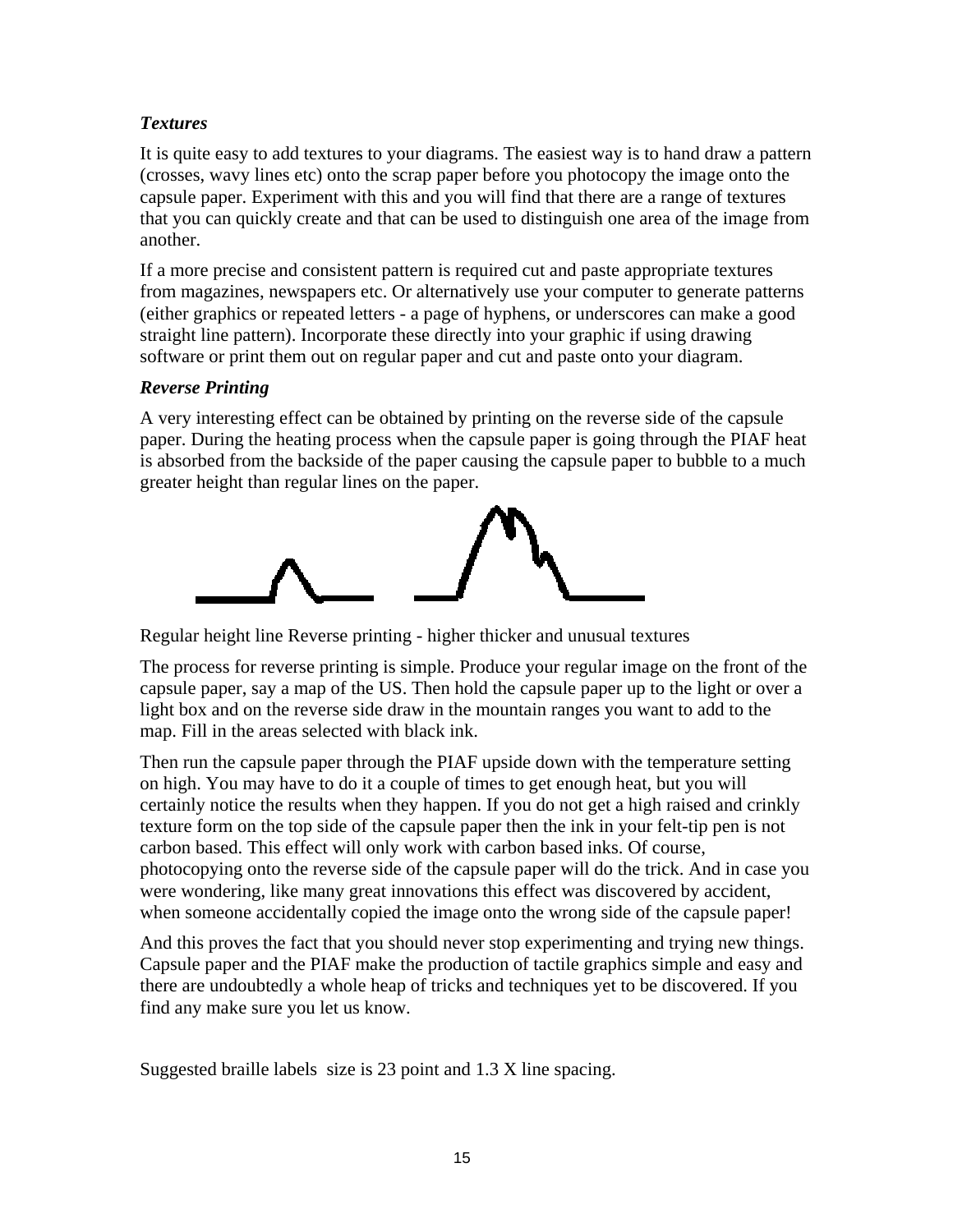### *Textures*

It is quite easy to add textures to your diagrams. The easiest way is to hand draw a pattern (crosses, wavy lines etc) onto the scrap paper before you photocopy the image onto the capsule paper. Experiment with this and you will find that there are a range of textures that you can quickly create and that can be used to distinguish one area of the image from another.

If a more precise and consistent pattern is required cut and paste appropriate textures from magazines, newspapers etc. Or alternatively use your computer to generate patterns (either graphics or repeated letters - a page of hyphens, or underscores can make a good straight line pattern). Incorporate these directly into your graphic if using drawing software or print them out on regular paper and cut and paste onto your diagram.

### *Reverse Printing*

A very interesting effect can be obtained by printing on the reverse side of the capsule paper. During the heating process when the capsule paper is going through the PIAF heat is absorbed from the backside of the paper causing the capsule paper to bubble to a much greater height than regular lines on the paper.

Regular height line Reverse printing - higher thicker and unusual textures

The process for reverse printing is simple. Produce your regular image on the front of the capsule paper, say a map of the US. Then hold the capsule paper up to the light or over a light box and on the reverse side draw in the mountain ranges you want to add to the map. Fill in the areas selected with black ink.

Then run the capsule paper through the PIAF upside down with the temperature setting on high. You may have to do it a couple of times to get enough heat, but you will certainly notice the results when they happen. If you do not get a high raised and crinkly texture form on the top side of the capsule paper then the ink in your felt-tip pen is not carbon based. This effect will only work with carbon based inks. Of course, photocopying onto the reverse side of the capsule paper will do the trick. And in case you were wondering, like many great innovations this effect was discovered by accident, when someone accidentally copied the image onto the wrong side of the capsule paper!

And this proves the fact that you should never stop experimenting and trying new things. Capsule paper and the PIAF make the production of tactile graphics simple and easy and there are undoubtedly a whole heap of tricks and techniques yet to be discovered. If you find any make sure you let us know.

Suggested braille labels size is 23 point and 1.3 X line spacing.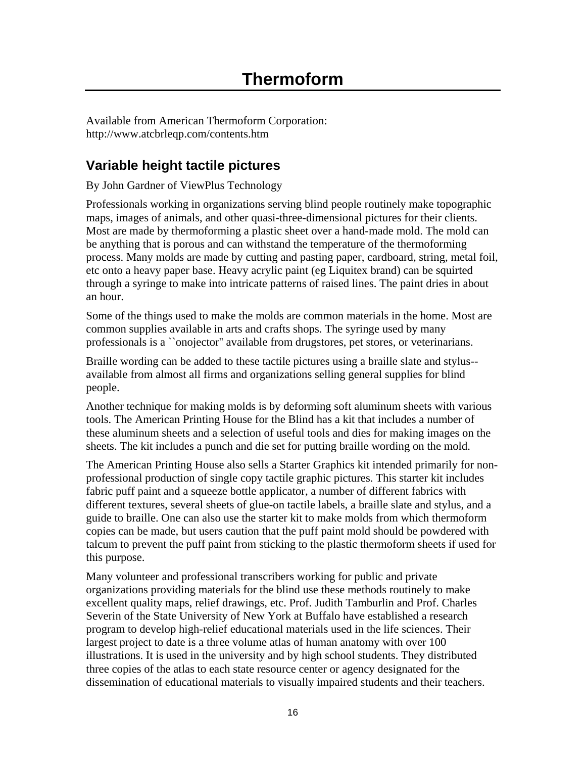# Thermoform

Available from American Thermoform Corporation:
http://www.atcbrleqp.com/contents.htm

## Variable height tactile pictures

By John Gardner of ViewPlus Technology

Professionals working in organizations serving blind people routinely make topographic maps, images of animals, and other quasi-three-dimensional pictures for their clients. Most are made by thermoforming a plastic sheet over a hand-made mold. The mold can be anything that is porous and can withstand the temperature of the thermoforming process. Many molds are made by cutting and pasting paper, cardboard, string, metal foil, etc onto a heavy paper base. Heavy acrylic paint (eg Liquitex brand) can be squirted through a syringe to make into intricate patterns of raised lines. The paint dries in about an hour.

Some of the things used to make the molds are common materials in the home. Most are common supplies available in arts and crafts shops. The syringe used by many professionals is a ``onojector'' available from drugstores, pet stores, or veterinarians.

Braille wording can be added to these tactile pictures using a braille slate and stylus--available from almost all firms and organizations selling general supplies for blind people.

Another technique for making molds is by deforming soft aluminum sheets with various tools. The American Printing House for the Blind has a kit that includes a number of these aluminum sheets and a selection of useful tools and dies for making images on the sheets. The kit includes a punch and die set for putting braille wording on the mold.

The American Printing House also sells a Starter Graphics kit intended primarily for non-professional production of single copy tactile graphic pictures. This starter kit includes fabric puff paint and a squeeze bottle applicator, a number of different fabrics with different textures, several sheets of glue-on tactile labels, a braille slate and stylus, and a guide to braille. One can also use the starter kit to make molds from which thermoform copies can be made, but users caution that the puff paint mold should be powdered with talcum to prevent the puff paint from sticking to the plastic thermoform sheets if used for this purpose.

Many volunteer and professional transcribers working for public and private organizations providing materials for the blind use these methods routinely to make excellent quality maps, relief drawings, etc. Prof. Judith Tamburlin and Prof. Charles Severin of the State University of New York at Buffalo have established a research program to develop high-relief educational materials used in the life sciences. Their largest project to date is a three volume atlas of human anatomy with over 100 illustrations. It is used in the university and by high school students. They distributed three copies of the atlas to each state resource center or agency designated for the dissemination of educational materials to visually impaired students and their teachers.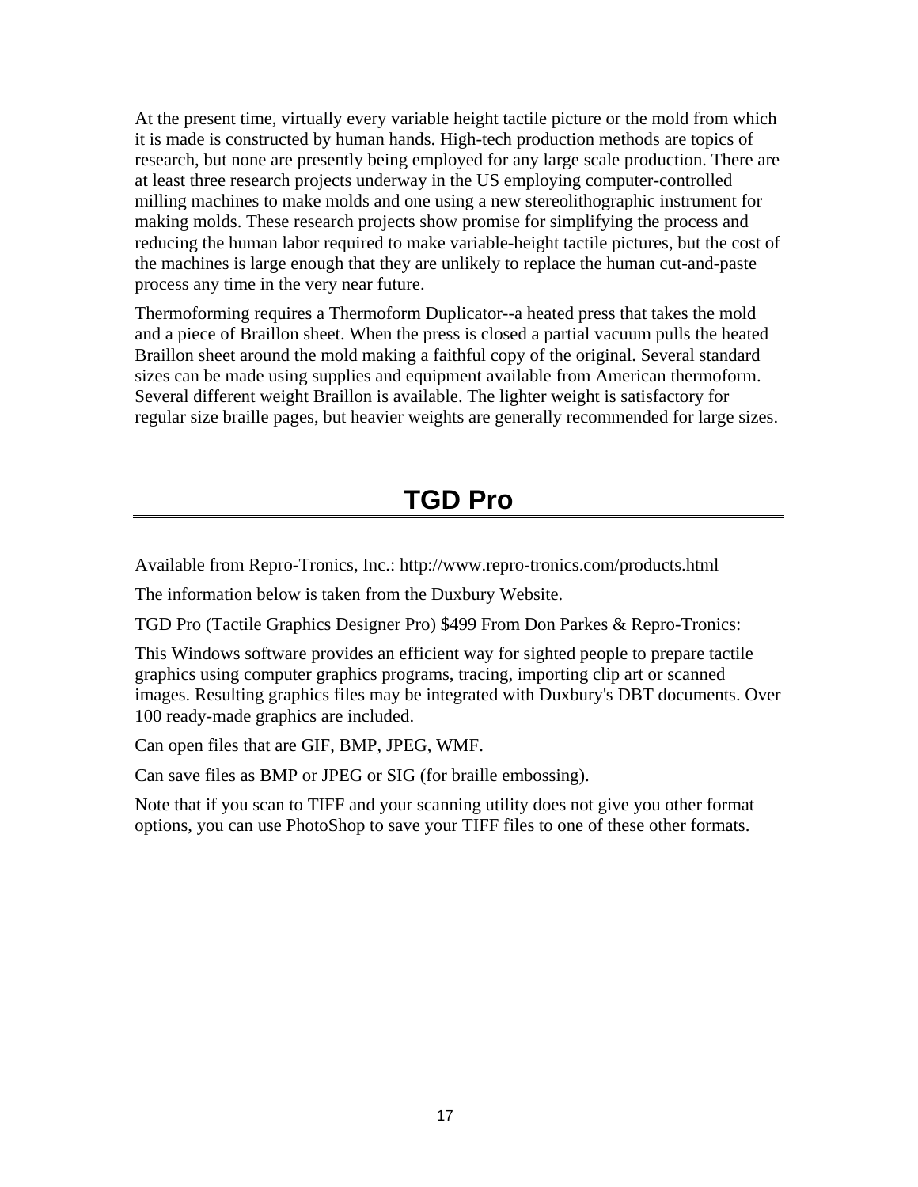At the present time, virtually every variable height tactile picture or the mold from which it is made is constructed by human hands. High-tech production methods are topics of research, but none are presently being employed for any large scale production. There are at least three research projects underway in the US employing computer-controlled milling machines to make molds and one using a new stereolithographic instrument for making molds. These research projects show promise for simplifying the process and reducing the human labor required to make variable-height tactile pictures, but the cost of the machines is large enough that they are unlikely to replace the human cut-and-paste process any time in the very near future.

Thermoforming requires a Thermoform Duplicator--a heated press that takes the mold and a piece of Braillon sheet. When the press is closed a partial vacuum pulls the heated Braillon sheet around the mold making a faithful copy of the original. Several standard sizes can be made using supplies and equipment available from American thermoform. Several different weight Braillon is available. The lighter weight is satisfactory for regular size braille pages, but heavier weights are generally recommended for large sizes.

# TGD Pro

Available from Repro-Tronics, Inc.: http://www.repro-tronics.com/products.html

The information below is taken from the Duxbury Website.

TGD Pro (Tactile Graphics Designer Pro) $499 From Don Parkes & Repro-Tronics:

This Windows software provides an efficient way for sighted people to prepare tactile graphics using computer graphics programs, tracing, importing clip art or scanned images. Resulting graphics files may be integrated with Duxbury's DBT documents. Over 100 ready-made graphics are included.

Can open files that are GIF, BMP, JPEG, WMF.

Can save files as BMP or JPEG or SIG (for braille embossing).

Note that if you scan to TIFF and your scanning utility does not give you other format options, you can use PhotoShop to save your TIFF files to one of these other formats.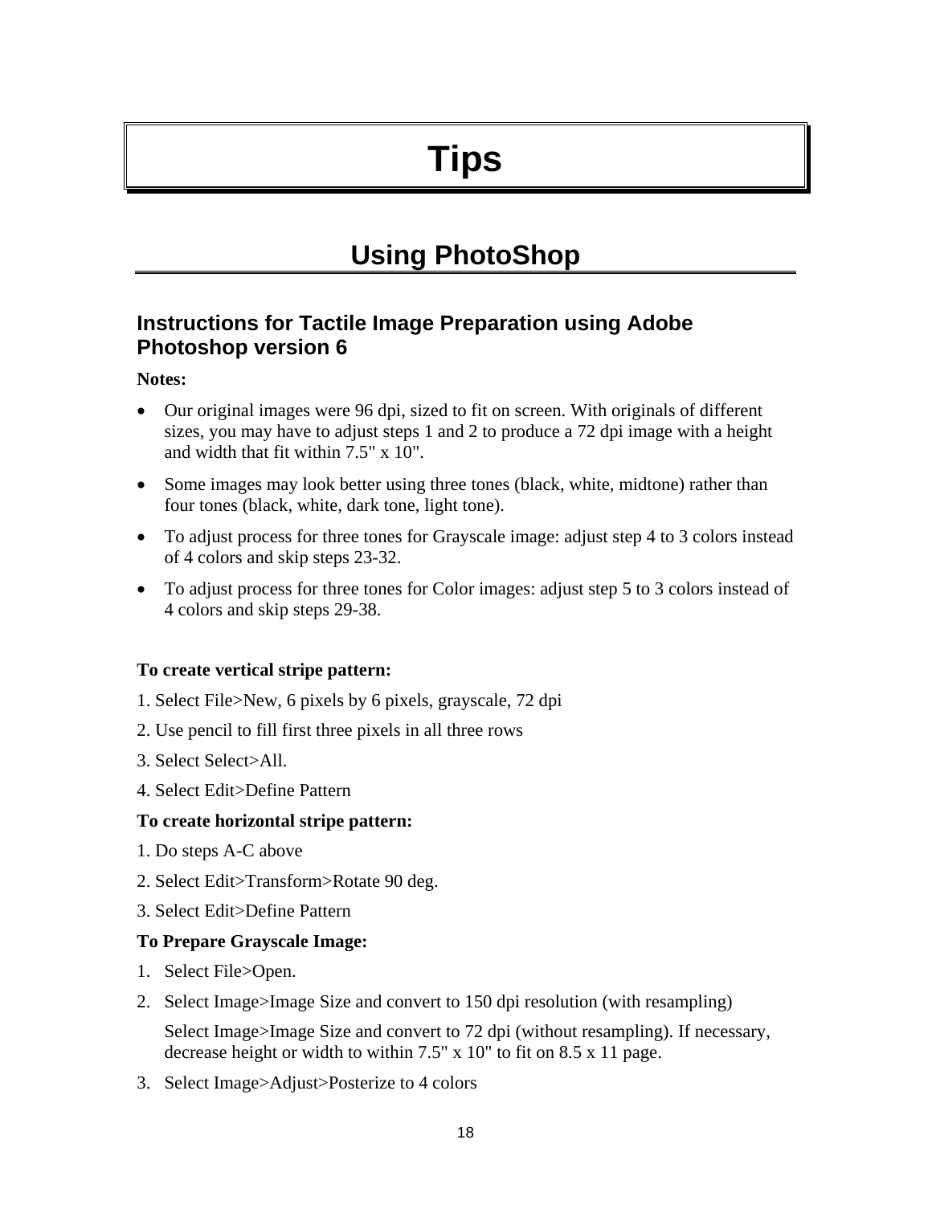# Tips

## Using PhotoShop

### Instructions for Tactile Image Preparation using Adobe Photoshop version 6

**Notes:**

- Our original images were 96 dpi, sized to fit on screen. With originals of different sizes, you may have to adjust steps 1 and 2 to produce a 72 dpi image with a height and width that fit within 7.5" x 10".
- Some images may look better using three tones (black, white, midtone) rather than four tones (black, white, dark tone, light tone).
- To adjust process for three tones for Grayscale image: adjust step 4 to 3 colors instead of 4 colors and skip steps 23-32.
- To adjust process for three tones for Color images: adjust step 5 to 3 colors instead of 4 colors and skip steps 29-38.

**To create vertical stripe pattern:**

1. Select File>New, 6 pixels by 6 pixels, grayscale, 72 dpi
2. Use pencil to fill first three pixels in all three rows
3. Select Select>All.
4. Select Edit>Define Pattern

**To create horizontal stripe pattern:**

1. Do steps A-C above
2. Select Edit>Transform>Rotate 90 deg.
3. Select Edit>Define Pattern

**To Prepare Grayscale Image:**

1. Select File>Open.
2. Select Image>Image Size and convert to 150 dpi resolution (with resampling)

   Select Image>Image Size and convert to 72 dpi (without resampling). If necessary, decrease height or width to within 7.5" x 10" to fit on 8.5 x 11 page.
3. Select Image>Adjust>Posterize to 4 colors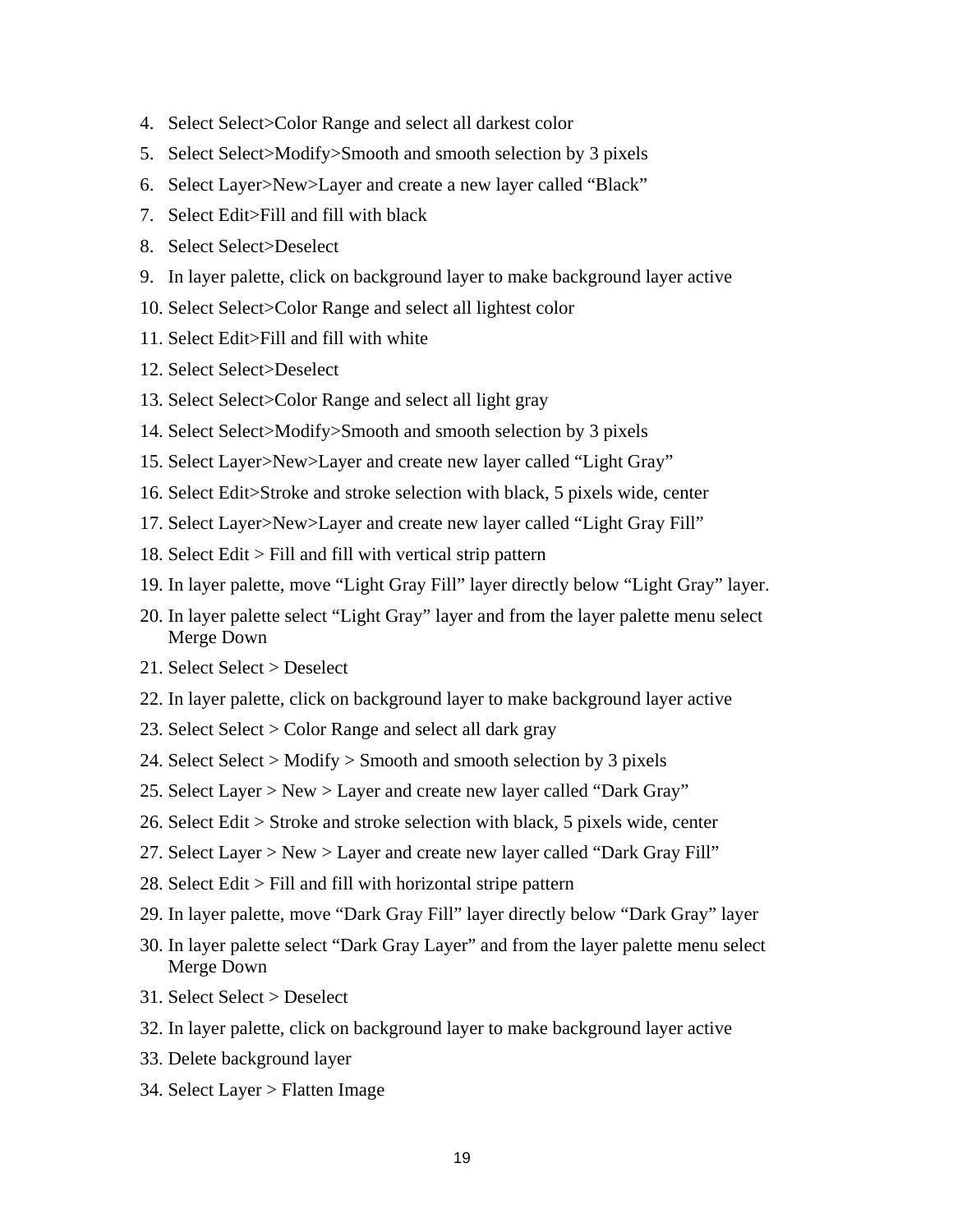4. Select Select>Color Range and select all darkest color
5. Select Select>Modify>Smooth and smooth selection by 3 pixels
6. Select Layer>New>Layer and create a new layer called “Black”
7. Select Edit>Fill and fill with black
8. Select Select>Deselect
9. In layer palette, click on background layer to make background layer active
10. Select Select>Color Range and select all lightest color
11. Select Edit>Fill and fill with white
12. Select Select>Deselect
13. Select Select>Color Range and select all light gray
14. Select Select>Modify>Smooth and smooth selection by 3 pixels
15. Select Layer>New>Layer and create new layer called “Light Gray”
16. Select Edit>Stroke and stroke selection with black, 5 pixels wide, center
17. Select Layer>New>Layer and create new layer called “Light Gray Fill”
18. Select Edit > Fill and fill with vertical strip pattern
19. In layer palette, move “Light Gray Fill” layer directly below “Light Gray” layer.
20. In layer palette select “Light Gray” layer and from the layer palette menu select Merge Down
21. Select Select > Deselect
22. In layer palette, click on background layer to make background layer active
23. Select Select > Color Range and select all dark gray
24. Select Select > Modify > Smooth and smooth selection by 3 pixels
25. Select Layer > New > Layer and create new layer called “Dark Gray”
26. Select Edit > Stroke and stroke selection with black, 5 pixels wide, center
27. Select Layer > New > Layer and create new layer called “Dark Gray Fill”
28. Select Edit > Fill and fill with horizontal stripe pattern
29. In layer palette, move “Dark Gray Fill” layer directly below “Dark Gray” layer
30. In layer palette select “Dark Gray Layer” and from the layer palette menu select Merge Down
31. Select Select > Deselect
32. In layer palette, click on background layer to make background layer active
33. Delete background layer
34. Select Layer > Flatten Image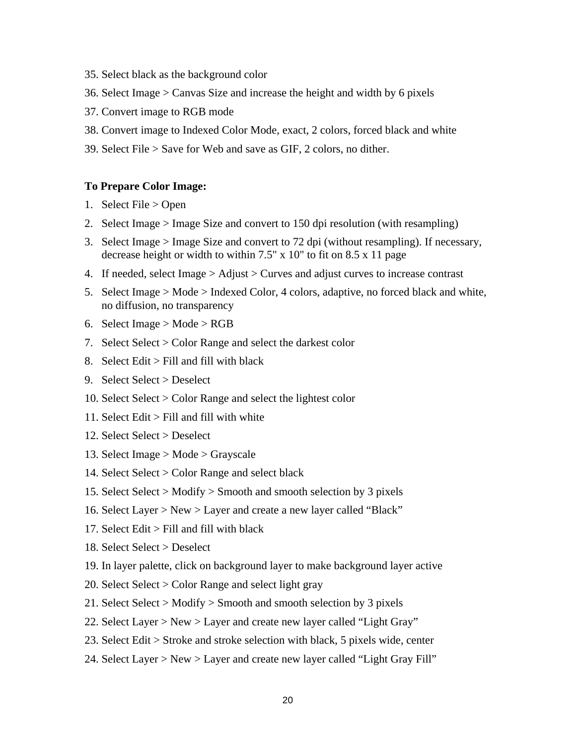35. Select black as the background color
36. Select Image > Canvas Size and increase the height and width by 6 pixels
37. Convert image to RGB mode
38. Convert image to Indexed Color Mode, exact, 2 colors, forced black and white
39. Select File > Save for Web and save as GIF, 2 colors, no dither.

**To Prepare Color Image:**

1. Select File > Open
2. Select Image > Image Size and convert to 150 dpi resolution (with resampling)
3. Select Image > Image Size and convert to 72 dpi (without resampling). If necessary, decrease height or width to within 7.5" x 10" to fit on 8.5 x 11 page
4. If needed, select Image > Adjust > Curves and adjust curves to increase contrast
5. Select Image > Mode > Indexed Color, 4 colors, adaptive, no forced black and white, no diffusion, no transparency
6. Select Image > Mode > RGB
7. Select Select > Color Range and select the darkest color
8. Select Edit > Fill and fill with black
9. Select Select > Deselect
10. Select Select > Color Range and select the lightest color
11. Select Edit > Fill and fill with white
12. Select Select > Deselect
13. Select Image > Mode > Grayscale
14. Select Select > Color Range and select black
15. Select Select > Modify > Smooth and smooth selection by 3 pixels
16. Select Layer > New > Layer and create a new layer called “Black”
17. Select Edit > Fill and fill with black
18. Select Select > Deselect
19. In layer palette, click on background layer to make background layer active
20. Select Select > Color Range and select light gray
21. Select Select > Modify > Smooth and smooth selection by 3 pixels
22. Select Layer > New > Layer and create new layer called “Light Gray”
23. Select Edit > Stroke and stroke selection with black, 5 pixels wide, center
24. Select Layer > New > Layer and create new layer called “Light Gray Fill”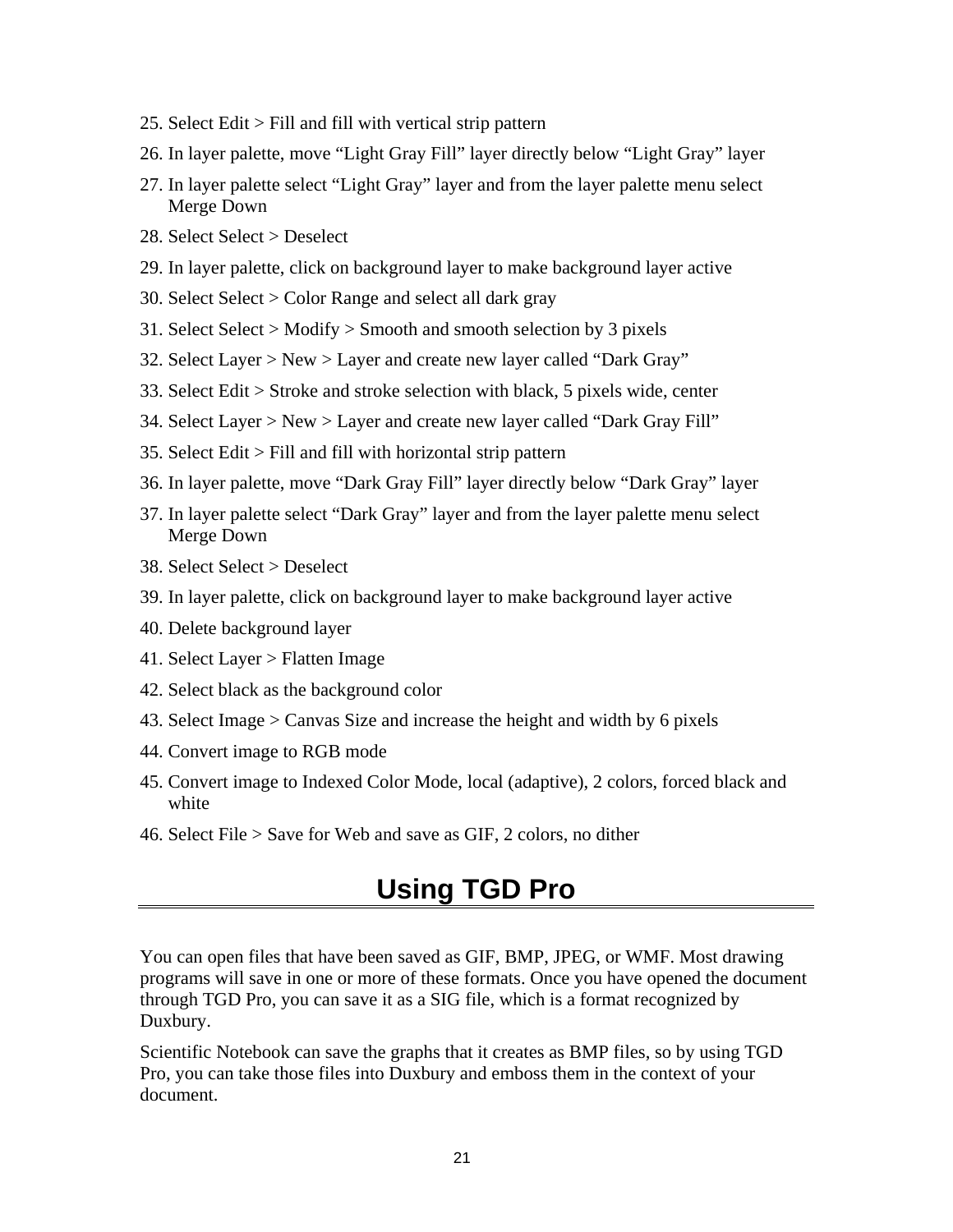25. Select Edit > Fill and fill with vertical strip pattern
26. In layer palette, move “Light Gray Fill” layer directly below “Light Gray” layer
27. In layer palette select “Light Gray” layer and from the layer palette menu select Merge Down
28. Select Select > Deselect
29. In layer palette, click on background layer to make background layer active
30. Select Select > Color Range and select all dark gray
31. Select Select > Modify > Smooth and smooth selection by 3 pixels
32. Select Layer > New > Layer and create new layer called “Dark Gray”
33. Select Edit > Stroke and stroke selection with black, 5 pixels wide, center
34. Select Layer > New > Layer and create new layer called “Dark Gray Fill”
35. Select Edit > Fill and fill with horizontal strip pattern
36. In layer palette, move “Dark Gray Fill” layer directly below “Dark Gray” layer
37. In layer palette select “Dark Gray” layer and from the layer palette menu select Merge Down
38. Select Select > Deselect
39. In layer palette, click on background layer to make background layer active
40. Delete background layer
41. Select Layer > Flatten Image
42. Select black as the background color
43. Select Image > Canvas Size and increase the height and width by 6 pixels
44. Convert image to RGB mode
45. Convert image to Indexed Color Mode, local (adaptive), 2 colors, forced black and white
46. Select File > Save for Web and save as GIF, 2 colors, no dither

# Using TGD Pro

You can open files that have been saved as GIF, BMP, JPEG, or WMF. Most drawing programs will save in one or more of these formats. Once you have opened the document through TGD Pro, you can save it as a SIG file, which is a format recognized by Duxbury.

Scientific Notebook can save the graphs that it creates as BMP files, so by using TGD Pro, you can take those files into Duxbury and emboss them in the context of your document.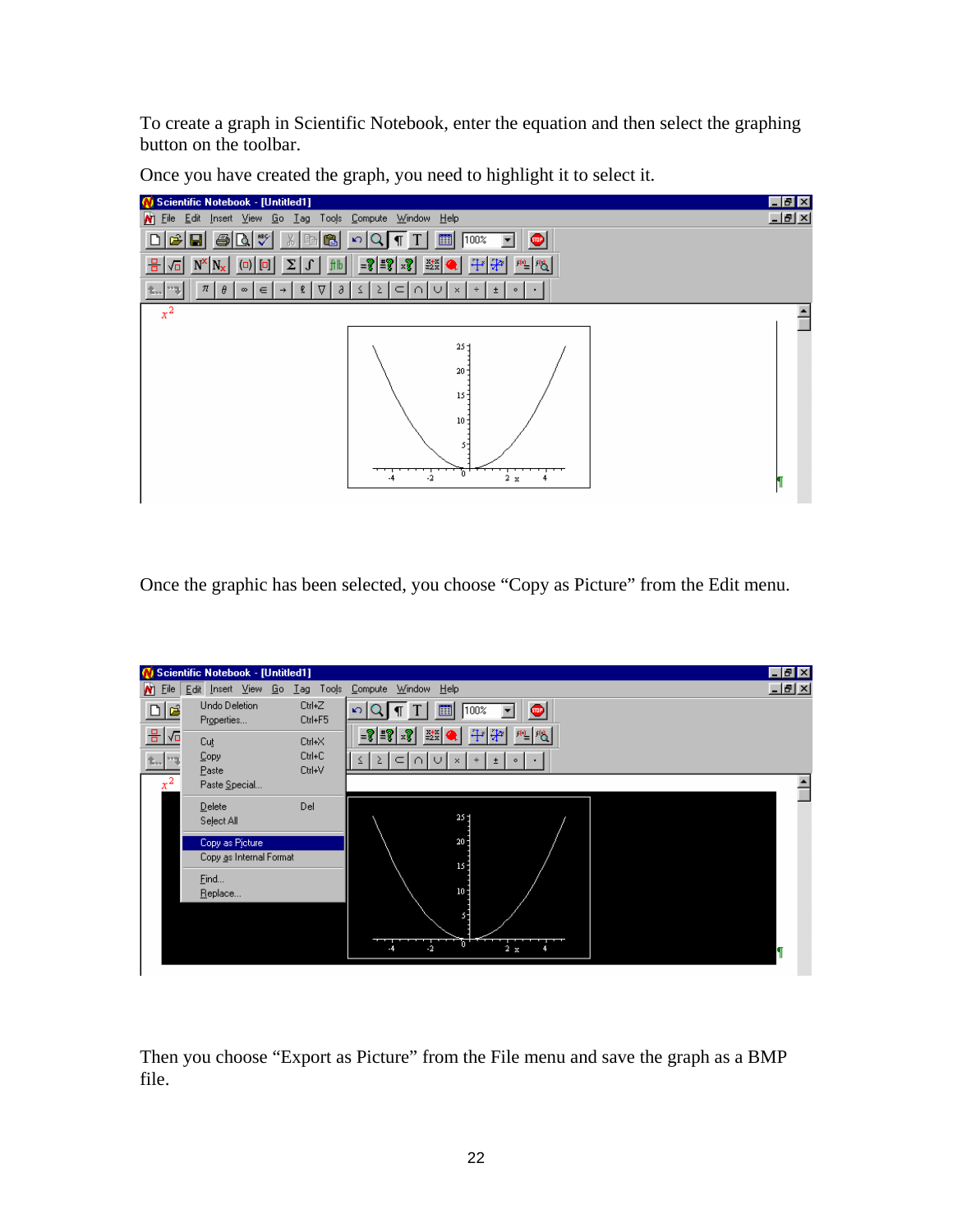To create a graph in Scientific Notebook, enter the equation and then select the graphing button on the toolbar.

Once you have created the graph, you need to highlight it to select it.

Once the graphic has been selected, you choose “Copy as Picture” from the Edit menu.

Then you choose “Export as Picture” from the File menu and save the graph as a BMP file.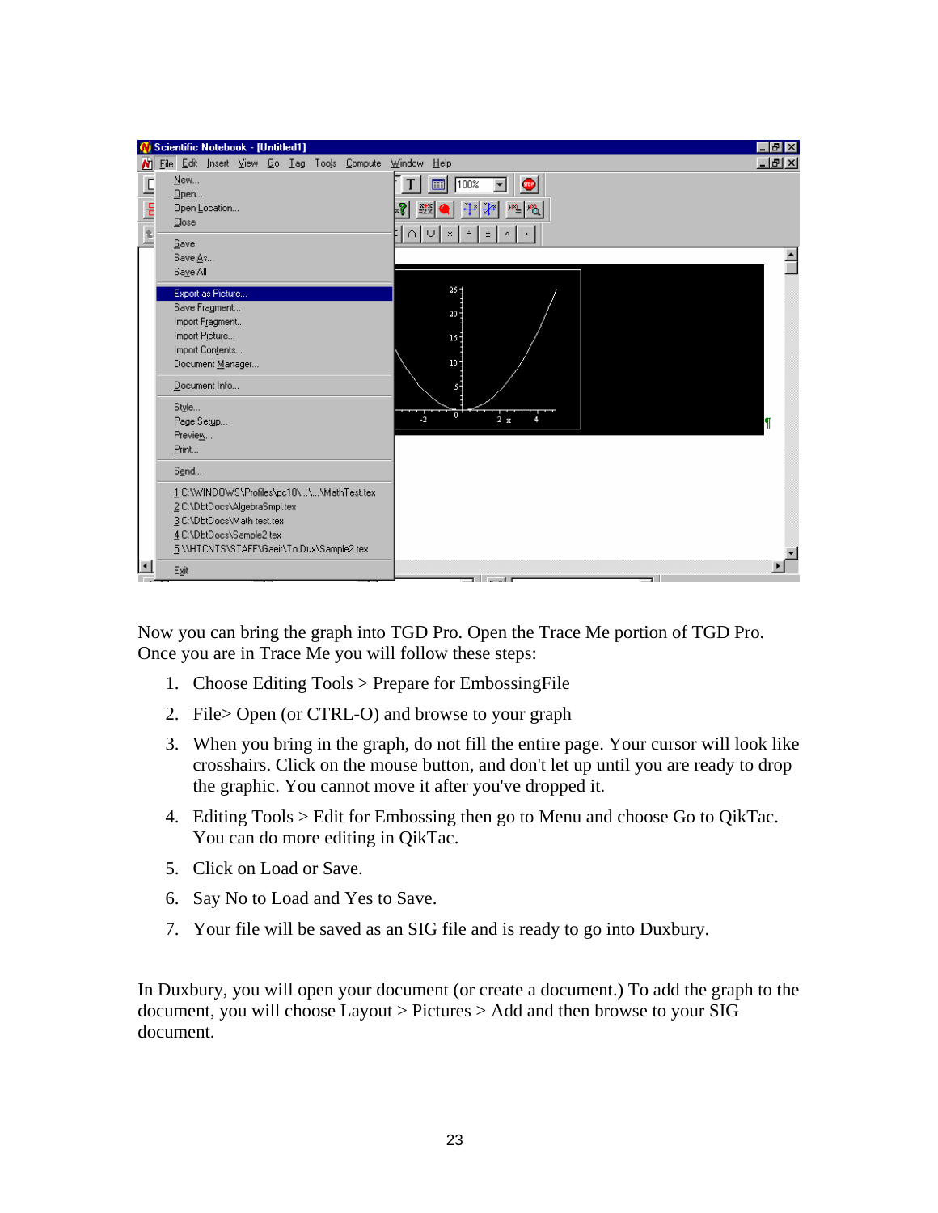Now you can bring the graph into TGD Pro. Open the Trace Me portion of TGD Pro. Once you are in Trace Me you will follow these steps:

1. Choose Editing Tools > Prepare for EmbossingFile
2. File> Open (or CTRL-O) and browse to your graph
3. When you bring in the graph, do not fill the entire page. Your cursor will look like crosshairs. Click on the mouse button, and don't let up until you are ready to drop the graphic. You cannot move it after you've dropped it.
4. Editing Tools > Edit for Embossing then go to Menu and choose Go to QikTac. You can do more editing in QikTac.
5. Click on Load or Save.
6. Say No to Load and Yes to Save.
7. Your file will be saved as an SIG file and is ready to go into Duxbury.

In Duxbury, you will open your document (or create a document.) To add the graph to the document, you will choose Layout > Pictures > Add and then browse to your SIG document.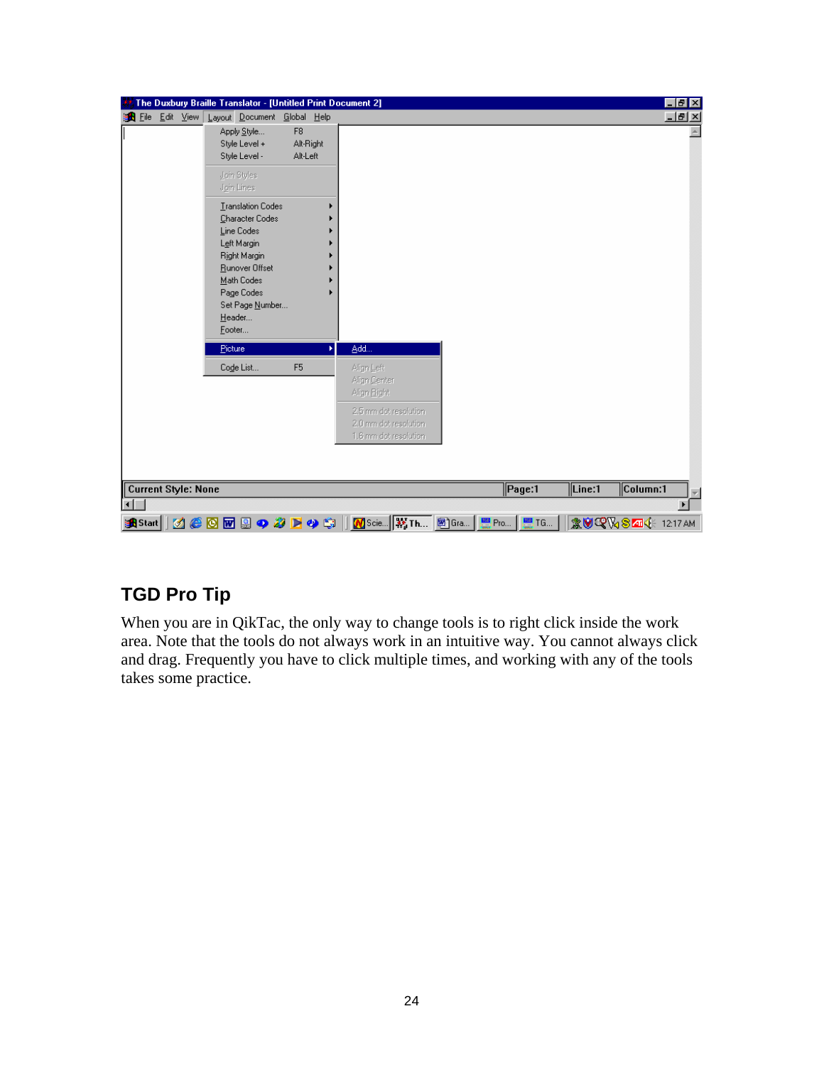## TGD Pro Tip

When you are in QikTac, the only way to change tools is to right click inside the work area. Note that the tools do not always work in an intuitive way. You cannot always click and drag. Frequently you have to click multiple times, and working with any of the tools takes some practice.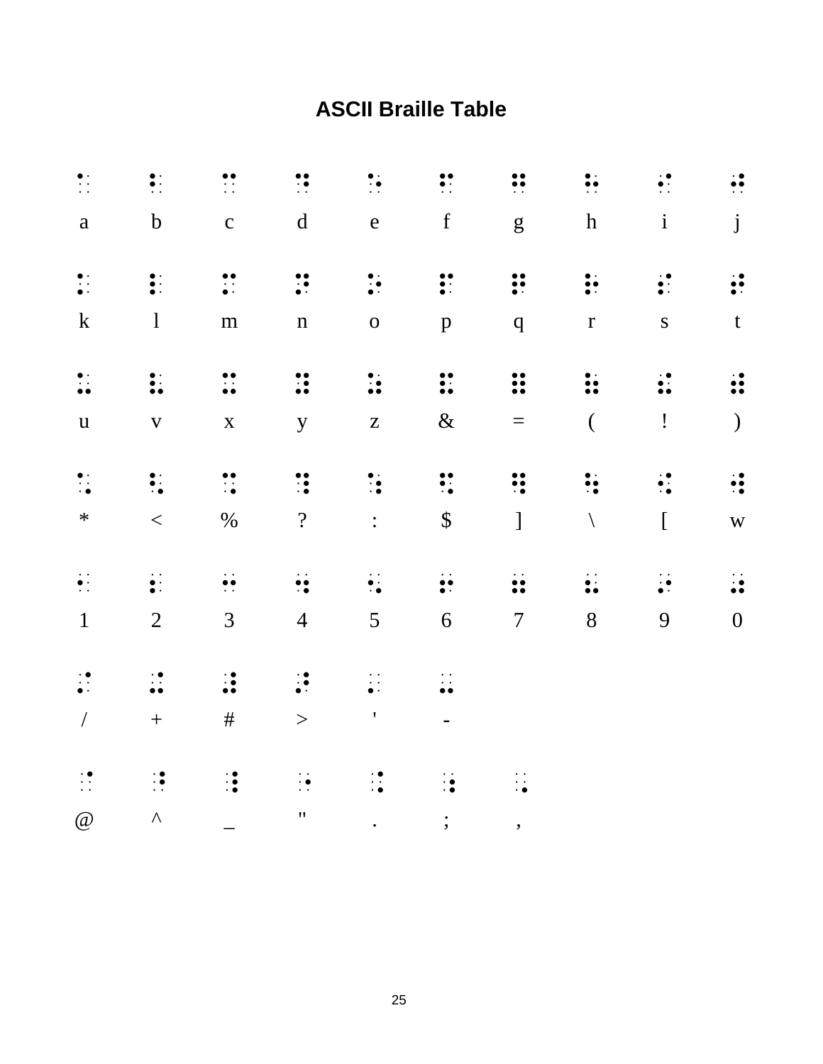# ASCII Braille Table

| | | | | | | | | | |
|---|---|---|---|---|---|---|---|---|---|
| ⠁ | ⠃ | ⠉ | ⠙ | ⠑ | ⠋ | ⠛ | ⠓ | ⠊ | ⠚ |
| a | b | c | d | e | f | g | h | i | j |
| ⠅ | ⠇ | ⠍ | ⠝ | ⠕ | ⠏ | ⠟ | ⠗ | ⠎ | ⠞ |
| k | l | m | n | o | p | q | r | s | t |
| ⠥ | ⠧ | ⠭ | ⠽ | ⠵ | ⠯ | ⠿ | ⠷ | ⠮ | ⠾ |
| u | v | x | y | z | & | = | ( | ! | ) |
| ⠡ | ⠣ | ⠩ | ⠹ | ⠱ | ⠫ | ⠻ | ⠳ | ⠪ | ⠺ |
| * | < | % | ? | : | $ | ] | \ | [ | w |
| ⠂ | ⠆ | ⠒ | ⠲ | ⠢ | ⠖ | ⠶ | ⠦ | ⠔ | ⠴ |
| 1 | 2 | 3 | 4 | 5 | 6 | 7 | 8 | 9 | 0 |
| ⠌ | ⠬ | ⠼ | ⠜ | ⠄ | ⠤ | | | | |
| / | + | # | > | ' | - | | | | |
| ⠈ | ⠘ | ⠸ | ⠐ | ⠨ | ⠰ | ⠠ | | | |
| @ | ^ | _ | " | . | ; | , | | | |